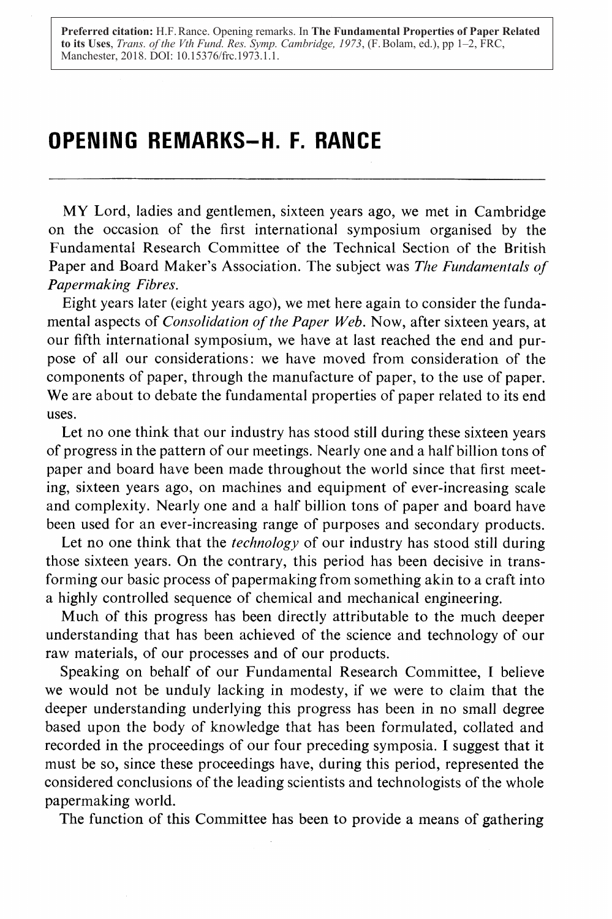**Preferred citation:** H.F. Rance. Opening remarks. In **The Fundamental Properties of Paper Related to its Uses**, *Trans. of the Vth Fund. Res. Symp. Cambridge, 1973*, (F. Bolam, ed.), pp 1–2, FRC, Manchester, 2018. DOI: 10.15376/frc.1973.1.1.

# OPENING REMARKS—H. F. RANCE

MY Lord, ladies and gentlemen, sixteen years ago, we met in Cambridge on the occasion of the first international symposium organised by the Fundamental Research Committee of the Technical Section of the British Paper and Board Maker's Association. The subject was *The Fundamentals of Papermaking Fibres.*

Eight years later (eight years ago), we met here again to consider the fundamental aspects of *Consolidation of the Paper Web.* Now, after sixteen years, at our fifth international symposium, we have at last reached the end and purpose of all our considerations: we have moved from consideration of the components of paper, through the manufacture of paper, to the use of paper. We are about to debate the fundamental properties of paper related to its end uses.

Let no one think that our industry has stood still during these sixteen years of progress in the pattern of our meetings. Nearly one and a half billion tons of paper and board have been made throughout the world since that first meeting, sixteen years ago, on machines and equipment of ever-increasing scale and complexity. Nearly one and a half billion tons of paper and board have been used for an ever-increasing range of purposes and secondary products.

Let no one think that the *technology* of our industry has stood still during those sixteen years. On the contrary, this period has been decisive in transforming our basic process of papermaking from something akin to a craft into a highly controlled sequence of chemical and mechanical engineering.

Much of this progress has been directly attributable to the much deeper understanding that has been achieved of the science and technology of our raw materials, of our processes and of our products.

Speaking on behalf of our Fundamental Research Committee, I believe we would not be unduly lacking in modesty, if we were to claim that the deeper understanding underlying this progress has been in no small degree based upon the body of knowledge that has been formulated, collated and recorded in the proceedings of our four preceding symposia. I suggest that it must be so, since these proceedings have, during this period, represented the considered conclusions of the leading scientists and technologists of the whole papermaking world.

The function of this Committee has been to provide a means of gathering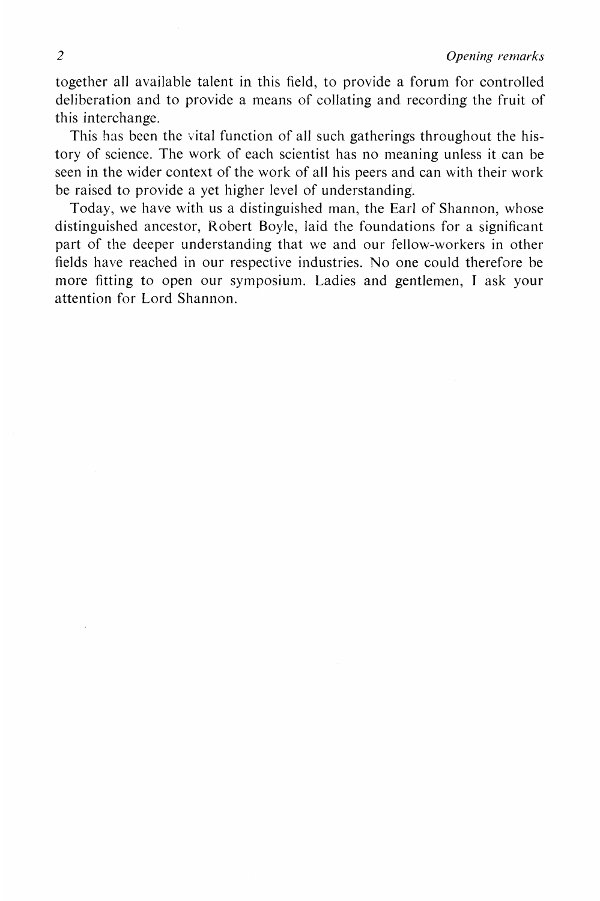together all available talent in this field, to provide a forum for controlled deliberation and to provide a means of collating and recording the fruit of this interchange.

This has been the vital function of all such gatherings throughout the history of science. The work of each scientist has no meaning unless it can be seen in the wider context of the work of all his peers and can with their work be raised to provide a yet higher level of understanding.

Today, we have with us a distinguished man, the Earl of Shannon, whose distinguished ancestor, Robert Boyle, laid the foundations for a significant part of the deeper understanding that we and our fellow-workers in other fields have reached in our respective industries. No one could therefore be more fitting to open our symposium. Ladies and gentlemen, I ask your attention for Lord Shannon.